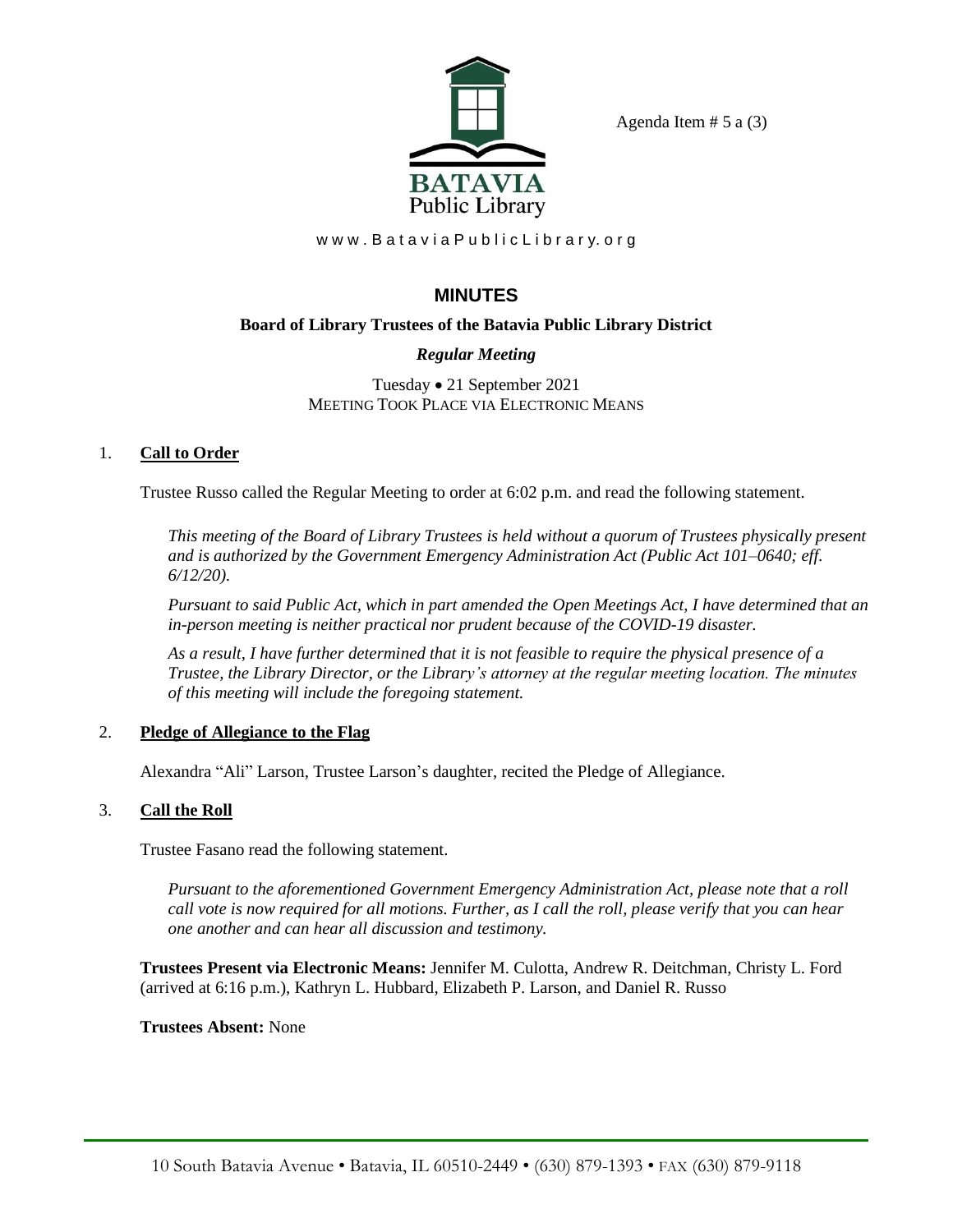Agenda Item # 5 a (3)

BATAVIA Public Library

www.BataviaPublicLibrary.org

# MINUTES

**Board of Library Trustees of the Batavia Public Library District**

***Regular Meeting***

Tuesday • 21 September 2021
MEETING TOOK PLACE via ELECTRONIC MEANS

1. **Call to Order**

   Trustee Russo called the Regular Meeting to order at 6:02 p.m. and read the following statement.

   *This meeting of the Board of Library Trustees is held without a quorum of Trustees physically present and is authorized by the Government Emergency Administration Act (Public Act 101–0640; eff. 6/12/20).*

   *Pursuant to said Public Act, which in part amended the Open Meetings Act, I have determined that an in-person meeting is neither practical nor prudent because of the COVID-19 disaster.*

   *As a result, I have further determined that it is not feasible to require the physical presence of a Trustee, the Library Director, or the Library's attorney at the regular meeting location. The minutes of this meeting will include the foregoing statement.*

2. **Pledge of Allegiance to the Flag**

   Alexandra "Ali" Larson, Trustee Larson's daughter, recited the Pledge of Allegiance.

3. **Call the Roll**

   Trustee Fasano read the following statement.

   *Pursuant to the aforementioned Government Emergency Administration Act, please note that a roll call vote is now required for all motions. Further, as I call the roll, please verify that you can hear one another and can hear all discussion and testimony.*

   **Trustees Present via Electronic Means:** Jennifer M. Culotta, Andrew R. Deitchman, Christy L. Ford (arrived at 6:16 p.m.), Kathryn L. Hubbard, Elizabeth P. Larson, and Daniel R. Russo

   **Trustees Absent:** None

10 South Batavia Avenue • Batavia, IL 60510-2449 • (630) 879-1393 • FAX (630) 879-9118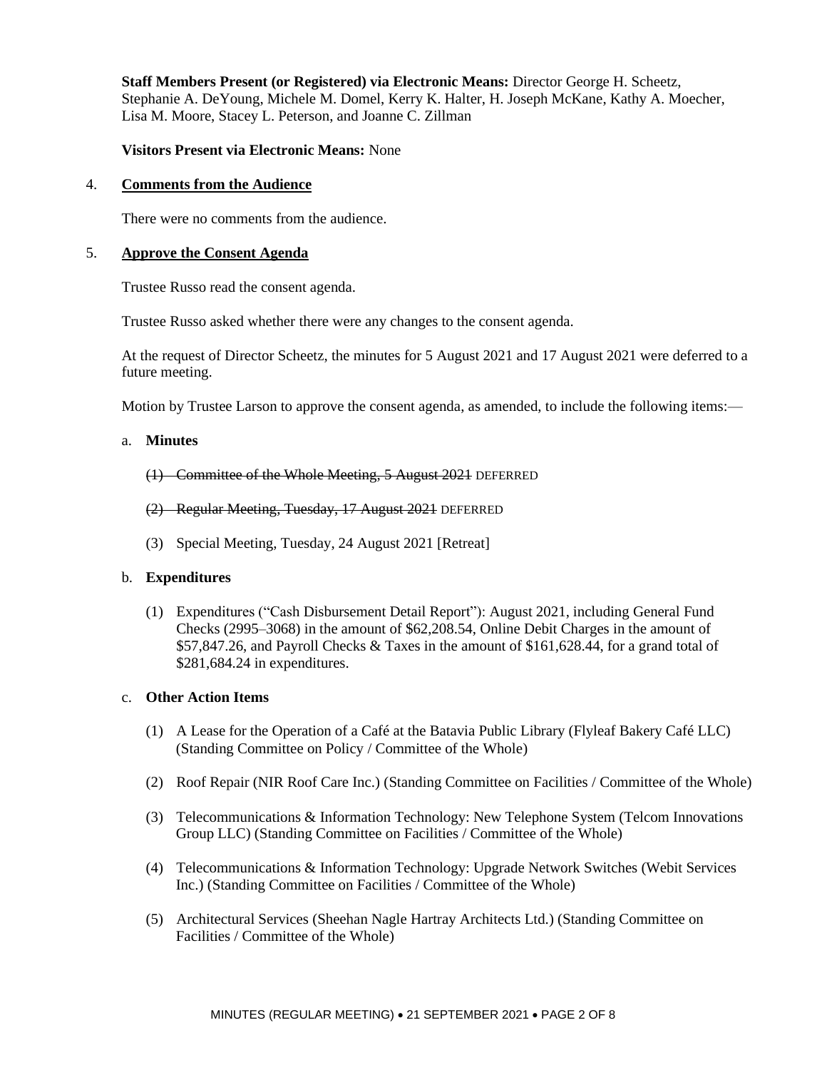**Staff Members Present (or Registered) via Electronic Means:** Director George H. Scheetz, Stephanie A. DeYoung, Michele M. Domel, Kerry K. Halter, H. Joseph McKane, Kathy A. Moecher, Lisa M. Moore, Stacey L. Peterson, and Joanne C. Zillman

**Visitors Present via Electronic Means:** None

4. **Comments from the Audience**

There were no comments from the audience.

5. **Approve the Consent Agenda**

Trustee Russo read the consent agenda.

Trustee Russo asked whether there were any changes to the consent agenda.

At the request of Director Scheetz, the minutes for 5 August 2021 and 17 August 2021 were deferred to a future meeting.

Motion by Trustee Larson to approve the consent agenda, as amended, to include the following items:—

a. **Minutes**

(1) ~~Committee of the Whole Meeting, 5 August 2021~~ DEFERRED

(2) ~~Regular Meeting, Tuesday, 17 August 2021~~ DEFERRED

(3) Special Meeting, Tuesday, 24 August 2021 [Retreat]

b. **Expenditures**

(1) Expenditures ("Cash Disbursement Detail Report"): August 2021, including General Fund Checks (2995–3068) in the amount of $62,208.54, Online Debit Charges in the amount of $57,847.26, and Payroll Checks & Taxes in the amount of $161,628.44, for a grand total of $281,684.24 in expenditures.

c. **Other Action Items**

(1) A Lease for the Operation of a Café at the Batavia Public Library (Flyleaf Bakery Café LLC) (Standing Committee on Policy / Committee of the Whole)

(2) Roof Repair (NIR Roof Care Inc.) (Standing Committee on Facilities / Committee of the Whole)

(3) Telecommunications & Information Technology: New Telephone System (Telcom Innovations Group LLC) (Standing Committee on Facilities / Committee of the Whole)

(4) Telecommunications & Information Technology: Upgrade Network Switches (Webit Services Inc.) (Standing Committee on Facilities / Committee of the Whole)

(5) Architectural Services (Sheehan Nagle Hartray Architects Ltd.) (Standing Committee on Facilities / Committee of the Whole)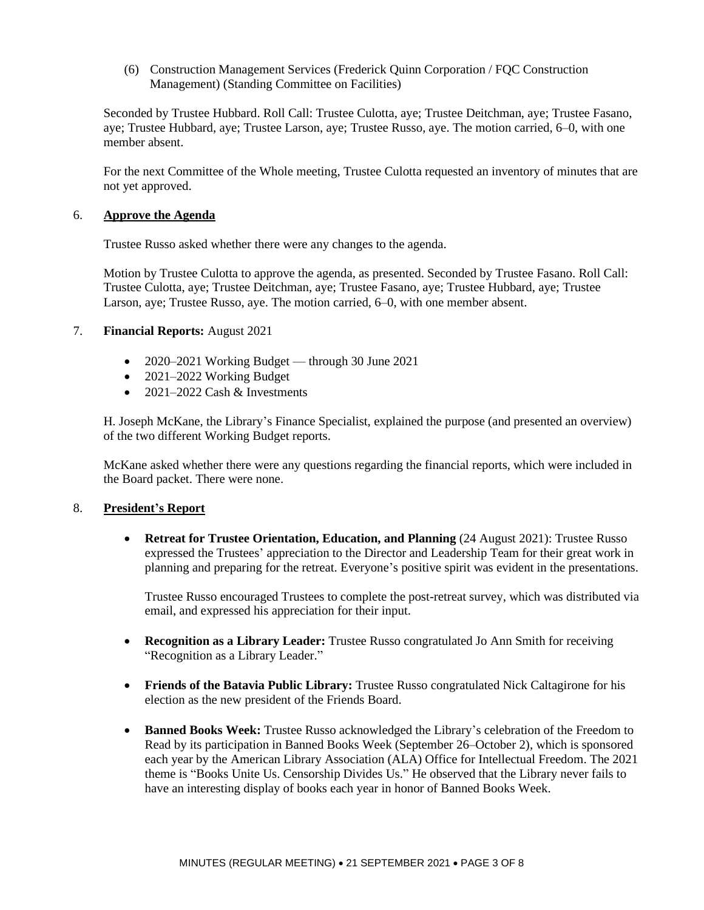(6) Construction Management Services (Frederick Quinn Corporation / FQC Construction Management) (Standing Committee on Facilities)

Seconded by Trustee Hubbard. Roll Call: Trustee Culotta, aye; Trustee Deitchman, aye; Trustee Fasano, aye; Trustee Hubbard, aye; Trustee Larson, aye; Trustee Russo, aye. The motion carried, 6–0, with one member absent.

For the next Committee of the Whole meeting, Trustee Culotta requested an inventory of minutes that are not yet approved.

6. **Approve the Agenda**

Trustee Russo asked whether there were any changes to the agenda.

Motion by Trustee Culotta to approve the agenda, as presented. Seconded by Trustee Fasano. Roll Call: Trustee Culotta, aye; Trustee Deitchman, aye; Trustee Fasano, aye; Trustee Hubbard, aye; Trustee Larson, aye; Trustee Russo, aye. The motion carried, 6–0, with one member absent.

7. **Financial Reports:** August 2021

- 2020–2021 Working Budget — through 30 June 2021
- 2021–2022 Working Budget
- 2021–2022 Cash & Investments

H. Joseph McKane, the Library's Finance Specialist, explained the purpose (and presented an overview) of the two different Working Budget reports.

McKane asked whether there were any questions regarding the financial reports, which were included in the Board packet. There were none.

8. **President's Report**

- **Retreat for Trustee Orientation, Education, and Planning** (24 August 2021): Trustee Russo expressed the Trustees' appreciation to the Director and Leadership Team for their great work in planning and preparing for the retreat. Everyone's positive spirit was evident in the presentations.

  Trustee Russo encouraged Trustees to complete the post-retreat survey, which was distributed via email, and expressed his appreciation for their input.

- **Recognition as a Library Leader:** Trustee Russo congratulated Jo Ann Smith for receiving "Recognition as a Library Leader."

- **Friends of the Batavia Public Library:** Trustee Russo congratulated Nick Caltagirone for his election as the new president of the Friends Board.

- **Banned Books Week:** Trustee Russo acknowledged the Library's celebration of the Freedom to Read by its participation in Banned Books Week (September 26–October 2), which is sponsored each year by the American Library Association (ALA) Office for Intellectual Freedom. The 2021 theme is "Books Unite Us. Censorship Divides Us." He observed that the Library never fails to have an interesting display of books each year in honor of Banned Books Week.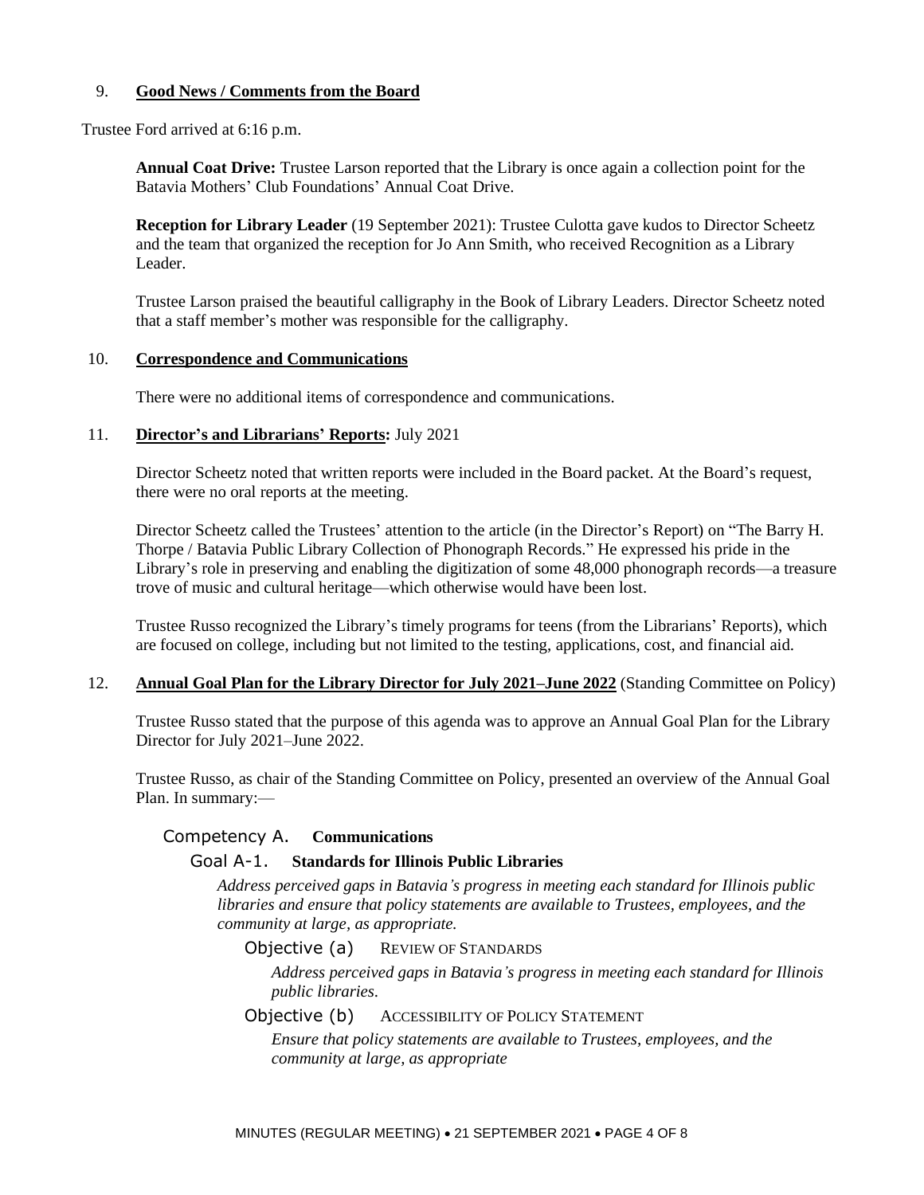## 9. **Good News / Comments from the Board**

Trustee Ford arrived at 6:16 p.m.

**Annual Coat Drive:** Trustee Larson reported that the Library is once again a collection point for the Batavia Mothers' Club Foundations' Annual Coat Drive.

**Reception for Library Leader** (19 September 2021): Trustee Culotta gave kudos to Director Scheetz and the team that organized the reception for Jo Ann Smith, who received Recognition as a Library Leader.

Trustee Larson praised the beautiful calligraphy in the Book of Library Leaders. Director Scheetz noted that a staff member's mother was responsible for the calligraphy.

## 10. **Correspondence and Communications**

There were no additional items of correspondence and communications.

## 11. **Director's and Librarians' Reports:** July 2021

Director Scheetz noted that written reports were included in the Board packet. At the Board's request, there were no oral reports at the meeting.

Director Scheetz called the Trustees' attention to the article (in the Director's Report) on "The Barry H. Thorpe / Batavia Public Library Collection of Phonograph Records." He expressed his pride in the Library's role in preserving and enabling the digitization of some 48,000 phonograph records—a treasure trove of music and cultural heritage—which otherwise would have been lost.

Trustee Russo recognized the Library's timely programs for teens (from the Librarians' Reports), which are focused on college, including but not limited to the testing, applications, cost, and financial aid.

## 12. **Annual Goal Plan for the Library Director for July 2021–June 2022** (Standing Committee on Policy)

Trustee Russo stated that the purpose of this agenda was to approve an Annual Goal Plan for the Library Director for July 2021–June 2022.

Trustee Russo, as chair of the Standing Committee on Policy, presented an overview of the Annual Goal Plan. In summary:—

### Competency A. **Communications**

#### Goal A-1. **Standards for Illinois Public Libraries**

*Address perceived gaps in Batavia's progress in meeting each standard for Illinois public libraries and ensure that policy statements are available to Trustees, employees, and the community at large, as appropriate.*

Objective (a) REVIEW OF STANDARDS

*Address perceived gaps in Batavia's progress in meeting each standard for Illinois public libraries.*

Objective (b) ACCESSIBILITY OF POLICY STATEMENT

*Ensure that policy statements are available to Trustees, employees, and the community at large, as appropriate*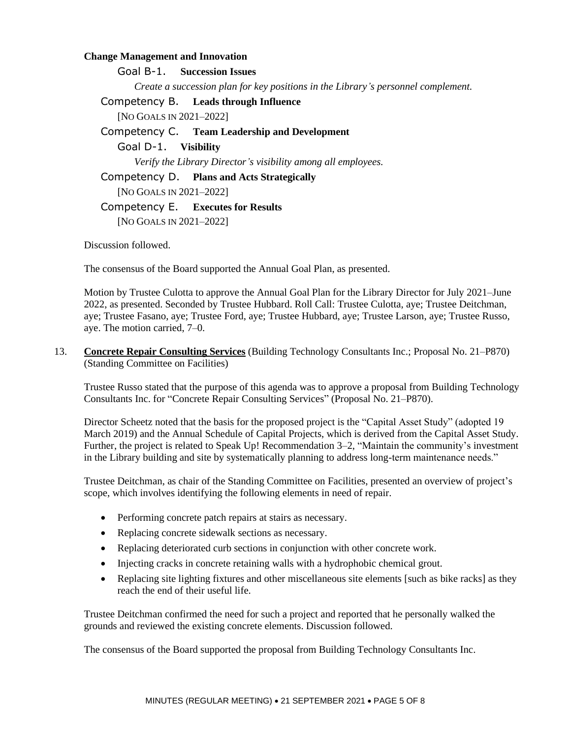**Change Management and Innovation**

Goal B-1. **Succession Issues**

*Create a succession plan for key positions in the Library's personnel complement.*

Competency B. **Leads through Influence**

[NO GOALS IN 2021–2022]

Competency C. **Team Leadership and Development**

Goal D-1. **Visibility**

*Verify the Library Director's visibility among all employees.*

Competency D. **Plans and Acts Strategically**

[NO GOALS IN 2021–2022]

Competency E. **Executes for Results**

[NO GOALS IN 2021–2022]

Discussion followed.

The consensus of the Board supported the Annual Goal Plan, as presented.

Motion by Trustee Culotta to approve the Annual Goal Plan for the Library Director for July 2021–June 2022, as presented. Seconded by Trustee Hubbard. Roll Call: Trustee Culotta, aye; Trustee Deitchman, aye; Trustee Fasano, aye; Trustee Ford, aye; Trustee Hubbard, aye; Trustee Larson, aye; Trustee Russo, aye. The motion carried, 7–0.

13. **Concrete Repair Consulting Services** (Building Technology Consultants Inc.; Proposal No. 21–P870) (Standing Committee on Facilities)

Trustee Russo stated that the purpose of this agenda was to approve a proposal from Building Technology Consultants Inc. for "Concrete Repair Consulting Services" (Proposal No. 21–P870).

Director Scheetz noted that the basis for the proposed project is the "Capital Asset Study" (adopted 19 March 2019) and the Annual Schedule of Capital Projects, which is derived from the Capital Asset Study. Further, the project is related to Speak Up! Recommendation 3–2, "Maintain the community's investment in the Library building and site by systematically planning to address long-term maintenance needs."

Trustee Deitchman, as chair of the Standing Committee on Facilities, presented an overview of project's scope, which involves identifying the following elements in need of repair.

- Performing concrete patch repairs at stairs as necessary.
- Replacing concrete sidewalk sections as necessary.
- Replacing deteriorated curb sections in conjunction with other concrete work.
- Injecting cracks in concrete retaining walls with a hydrophobic chemical grout.
- Replacing site lighting fixtures and other miscellaneous site elements [such as bike racks] as they reach the end of their useful life.

Trustee Deitchman confirmed the need for such a project and reported that he personally walked the grounds and reviewed the existing concrete elements. Discussion followed.

The consensus of the Board supported the proposal from Building Technology Consultants Inc.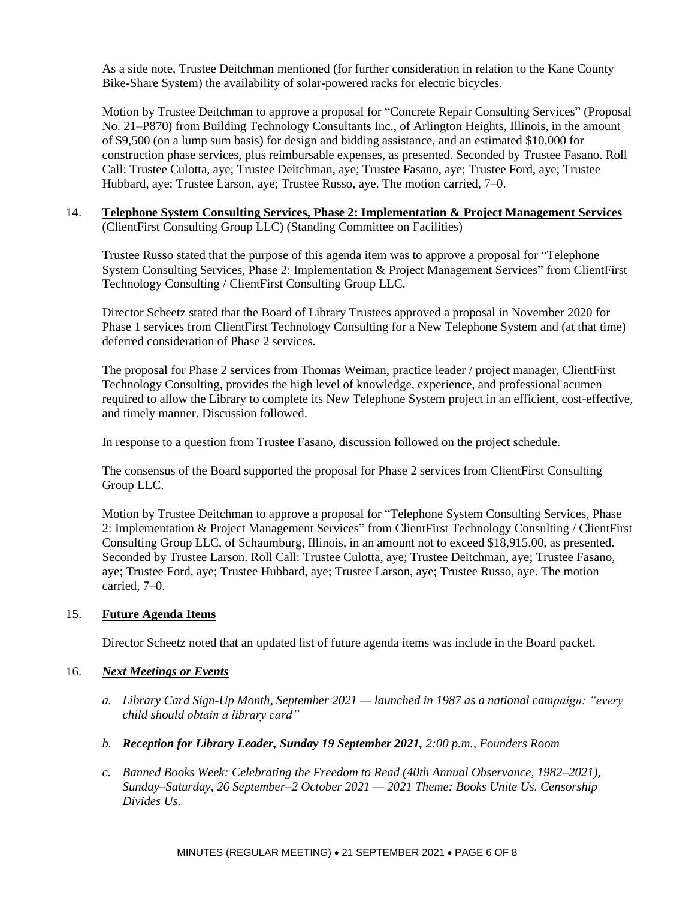As a side note, Trustee Deitchman mentioned (for further consideration in relation to the Kane County Bike-Share System) the availability of solar-powered racks for electric bicycles.

Motion by Trustee Deitchman to approve a proposal for "Concrete Repair Consulting Services" (Proposal No. 21–P870) from Building Technology Consultants Inc., of Arlington Heights, Illinois, in the amount of $9,500 (on a lump sum basis) for design and bidding assistance, and an estimated $10,000 for construction phase services, plus reimbursable expenses, as presented. Seconded by Trustee Fasano. Roll Call: Trustee Culotta, aye; Trustee Deitchman, aye; Trustee Fasano, aye; Trustee Ford, aye; Trustee Hubbard, aye; Trustee Larson, aye; Trustee Russo, aye. The motion carried, 7–0.

14. **Telephone System Consulting Services, Phase 2: Implementation & Project Management Services** (ClientFirst Consulting Group LLC) (Standing Committee on Facilities)

Trustee Russo stated that the purpose of this agenda item was to approve a proposal for "Telephone System Consulting Services, Phase 2: Implementation & Project Management Services" from ClientFirst Technology Consulting / ClientFirst Consulting Group LLC.

Director Scheetz stated that the Board of Library Trustees approved a proposal in November 2020 for Phase 1 services from ClientFirst Technology Consulting for a New Telephone System and (at that time) deferred consideration of Phase 2 services.

The proposal for Phase 2 services from Thomas Weiman, practice leader / project manager, ClientFirst Technology Consulting, provides the high level of knowledge, experience, and professional acumen required to allow the Library to complete its New Telephone System project in an efficient, cost-effective, and timely manner. Discussion followed.

In response to a question from Trustee Fasano, discussion followed on the project schedule.

The consensus of the Board supported the proposal for Phase 2 services from ClientFirst Consulting Group LLC.

Motion by Trustee Deitchman to approve a proposal for "Telephone System Consulting Services, Phase 2: Implementation & Project Management Services" from ClientFirst Technology Consulting / ClientFirst Consulting Group LLC, of Schaumburg, Illinois, in an amount not to exceed $18,915.00, as presented. Seconded by Trustee Larson. Roll Call: Trustee Culotta, aye; Trustee Deitchman, aye; Trustee Fasano, aye; Trustee Ford, aye; Trustee Hubbard, aye; Trustee Larson, aye; Trustee Russo, aye. The motion carried, 7–0.

15. **Future Agenda Items**

Director Scheetz noted that an updated list of future agenda items was include in the Board packet.

16. ***Next Meetings or Events***

*a. Library Card Sign-Up Month, September 2021 — launched in 1987 as a national campaign: "every child should obtain a library card"*

*b. **Reception for Library Leader, Sunday 19 September 2021,** 2:00 p.m., Founders Room*

*c. Banned Books Week: Celebrating the Freedom to Read (40th Annual Observance, 1982–2021), Sunday–Saturday, 26 September–2 October 2021 — 2021 Theme: Books Unite Us. Censorship Divides Us.*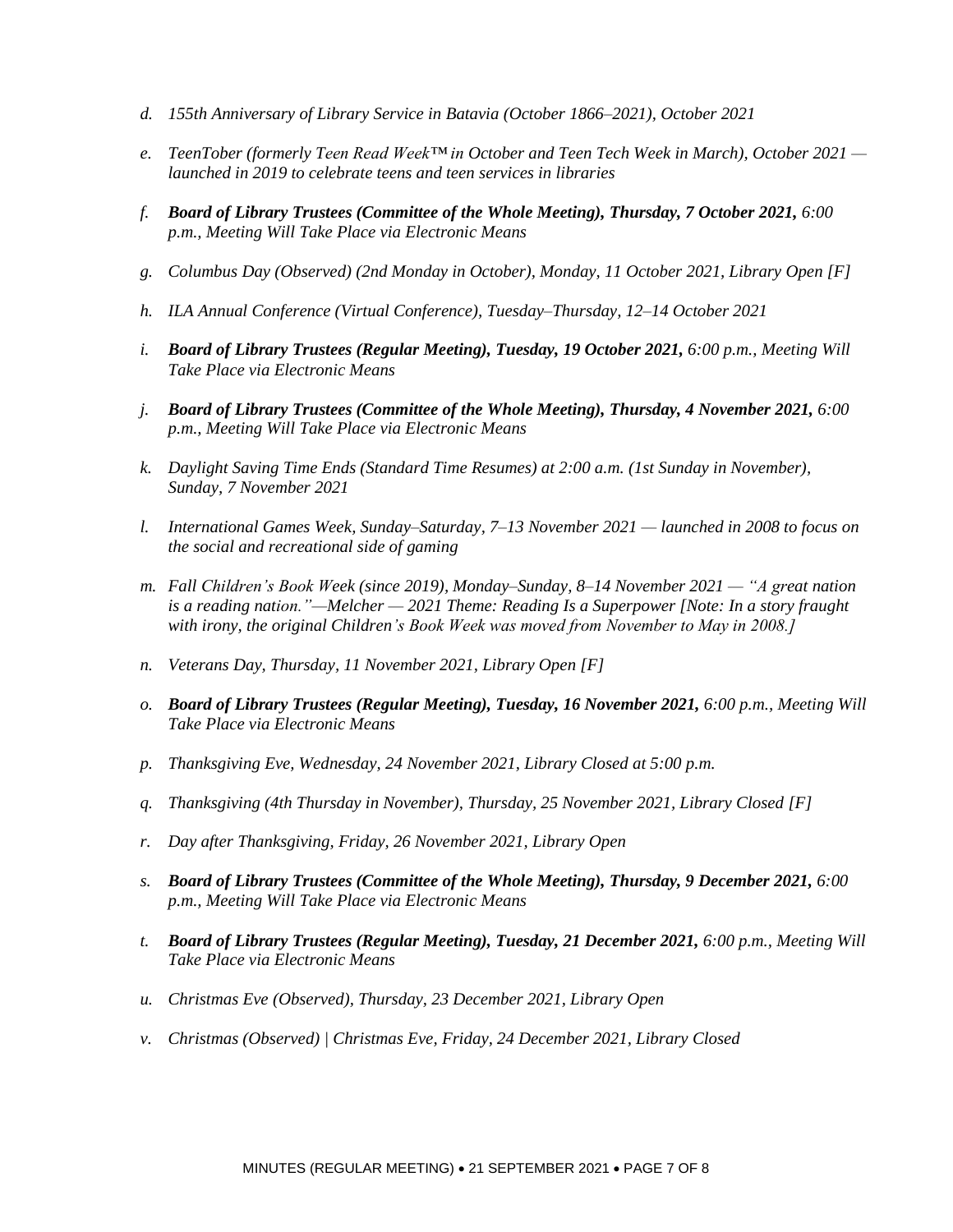d. *155th Anniversary of Library Service in Batavia (October 1866–2021), October 2021*

e. *TeenTober (formerly Teen Read Week™ in October and Teen Tech Week in March), October 2021 — launched in 2019 to celebrate teens and teen services in libraries*

f. ***Board of Library Trustees (Committee of the Whole Meeting), Thursday, 7 October 2021,** 6:00 p.m., Meeting Will Take Place via Electronic Means*

g. *Columbus Day (Observed) (2nd Monday in October), Monday, 11 October 2021, Library Open [F]*

h. *ILA Annual Conference (Virtual Conference), Tuesday–Thursday, 12–14 October 2021*

i. ***Board of Library Trustees (Regular Meeting), Tuesday, 19 October 2021,** 6:00 p.m., Meeting Will Take Place via Electronic Means*

j. ***Board of Library Trustees (Committee of the Whole Meeting), Thursday, 4 November 2021,** 6:00 p.m., Meeting Will Take Place via Electronic Means*

k. *Daylight Saving Time Ends (Standard Time Resumes) at 2:00 a.m. (1st Sunday in November), Sunday, 7 November 2021*

l. *International Games Week, Sunday–Saturday, 7–13 November 2021 — launched in 2008 to focus on the social and recreational side of gaming*

m. *Fall Children's Book Week (since 2019), Monday–Sunday, 8–14 November 2021 — "A great nation is a reading nation."—Melcher — 2021 Theme: Reading Is a Superpower [Note: In a story fraught with irony, the original Children's Book Week was moved from November to May in 2008.]*

n. *Veterans Day, Thursday, 11 November 2021, Library Open [F]*

o. ***Board of Library Trustees (Regular Meeting), Tuesday, 16 November 2021,** 6:00 p.m., Meeting Will Take Place via Electronic Means*

p. *Thanksgiving Eve, Wednesday, 24 November 2021, Library Closed at 5:00 p.m.*

q. *Thanksgiving (4th Thursday in November), Thursday, 25 November 2021, Library Closed [F]*

r. *Day after Thanksgiving, Friday, 26 November 2021, Library Open*

s. ***Board of Library Trustees (Committee of the Whole Meeting), Thursday, 9 December 2021,** 6:00 p.m., Meeting Will Take Place via Electronic Means*

t. ***Board of Library Trustees (Regular Meeting), Tuesday, 21 December 2021,** 6:00 p.m., Meeting Will Take Place via Electronic Means*

u. *Christmas Eve (Observed), Thursday, 23 December 2021, Library Open*

v. *Christmas (Observed) | Christmas Eve, Friday, 24 December 2021, Library Closed*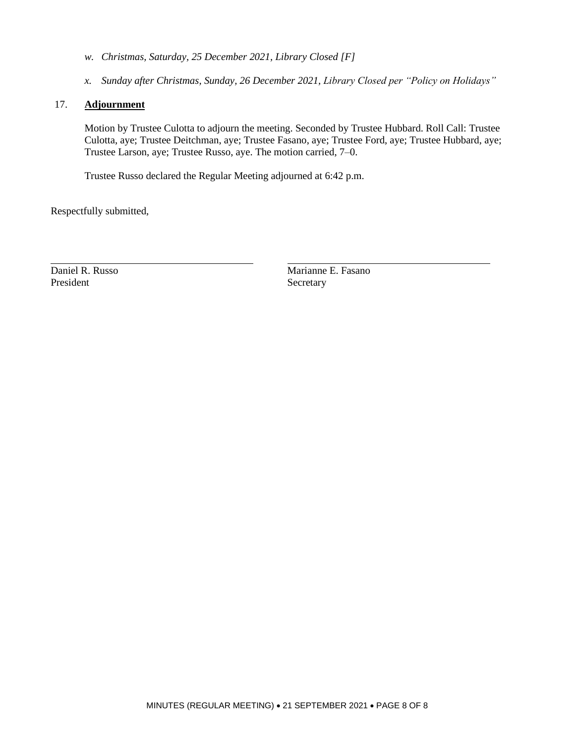*w. Christmas, Saturday, 25 December 2021, Library Closed [F]*

*x. Sunday after Christmas, Sunday, 26 December 2021, Library Closed per "Policy on Holidays"*

17. **Adjournment**

Motion by Trustee Culotta to adjourn the meeting. Seconded by Trustee Hubbard. Roll Call: Trustee Culotta, aye; Trustee Deitchman, aye; Trustee Fasano, aye; Trustee Ford, aye; Trustee Hubbard, aye; Trustee Larson, aye; Trustee Russo, aye. The motion carried, 7–0.

Trustee Russo declared the Regular Meeting adjourned at 6:42 p.m.

Respectfully submitted,

Daniel R. Russo
President

Marianne E. Fasano
Secretary